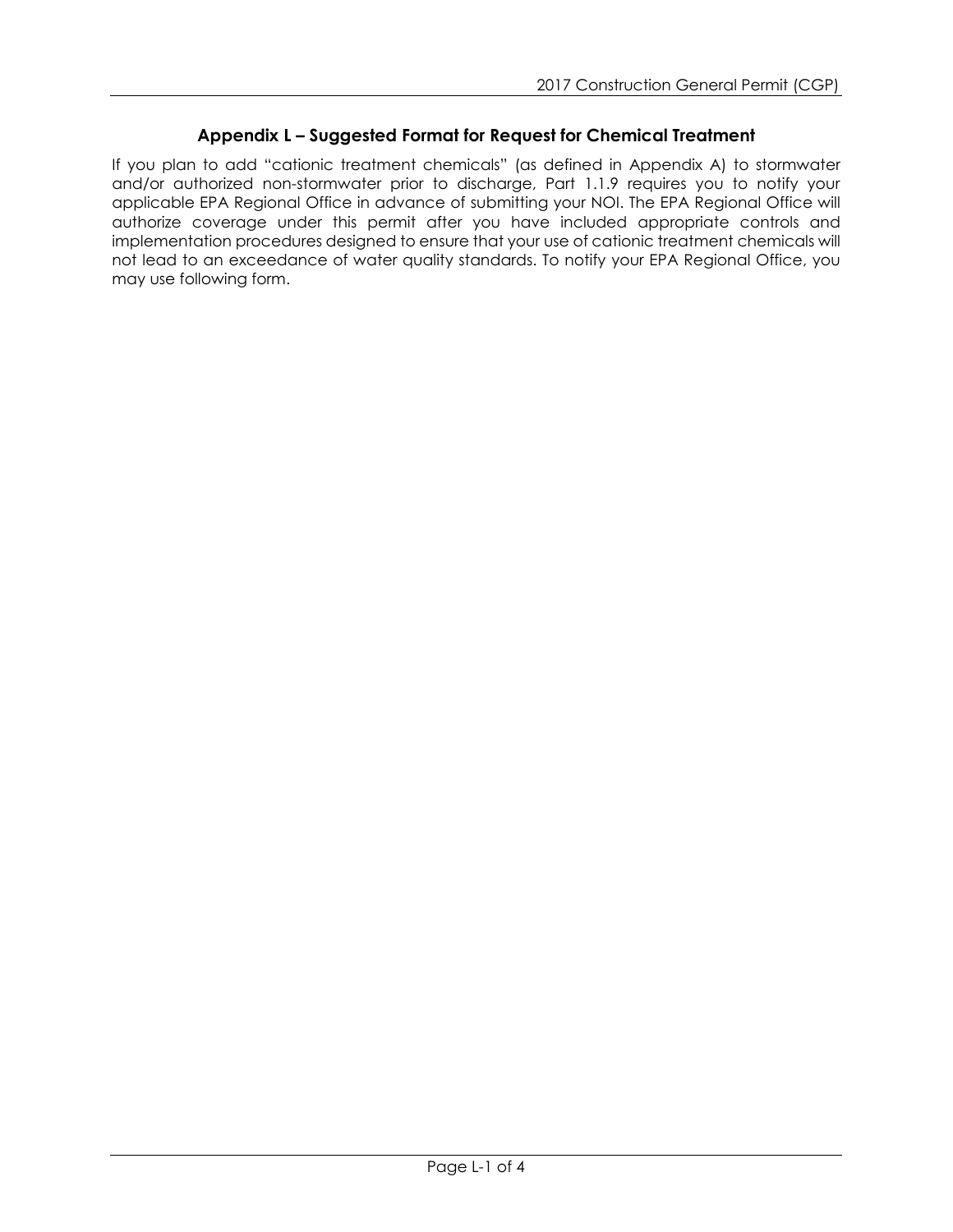## Appendix L – Suggested Format for Request for Chemical Treatment

If you plan to add "cationic treatment chemicals" (as defined in Appendix A) to stormwater and/or authorized non-stormwater prior to discharge, Part 1.1.9 requires you to notify your applicable EPA Regional Office in advance of submitting your NOI. The EPA Regional Office will authorize coverage under this permit after you have included appropriate controls and implementation procedures designed to ensure that your use of cationic treatment chemicals will not lead to an exceedance of water quality standards. To notify your EPA Regional Office, you may use following form.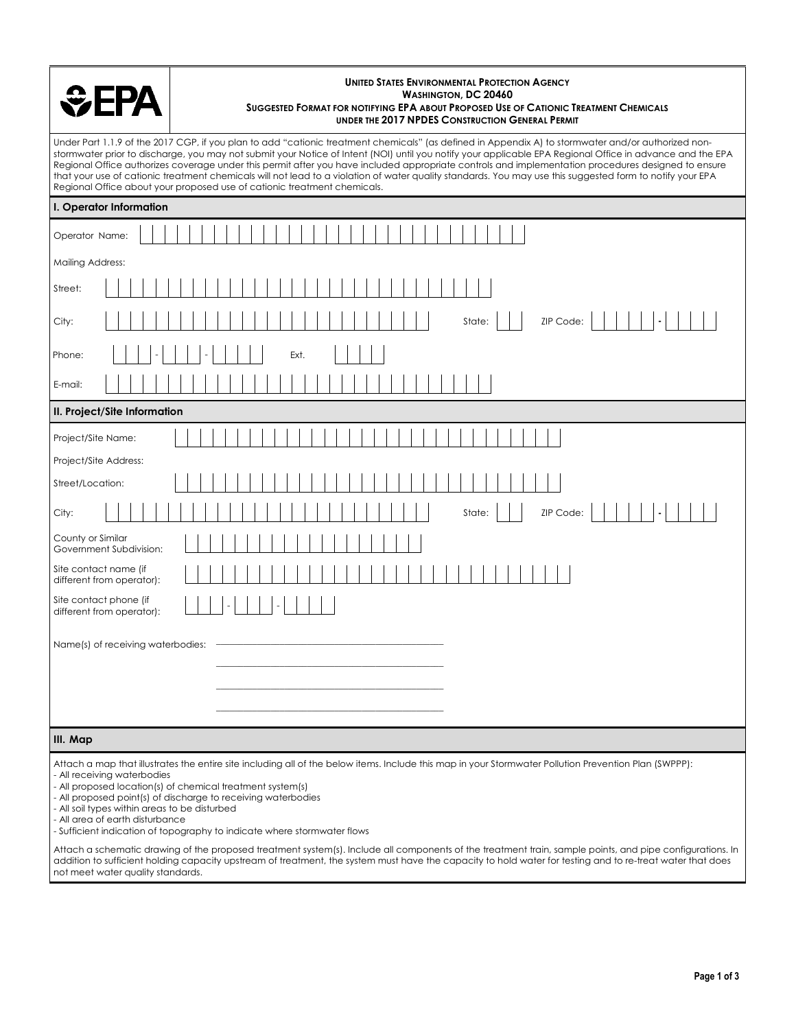**United States Environmental Protection Agency**
**Washington, DC 20460**
**Suggested Format for notifying EPA about Proposed Use of Cationic Treatment Chemicals under the 2017 NPDES Construction General Permit**

Under Part 1.1.9 of the 2017 CGP, if you plan to add "cationic treatment chemicals" (as defined in Appendix A) to stormwater and/or authorized non-stormwater prior to discharge, you may not submit your Notice of Intent (NOI) until you notify your applicable EPA Regional Office in advance and the EPA Regional Office authorizes coverage under this permit after you have included appropriate controls and implementation procedures designed to ensure that your use of cationic treatment chemicals will not lead to a violation of water quality standards. You may use this suggested form to notify your EPA Regional Office about your proposed use of cationic treatment chemicals.

## I. Operator Information

Operator Name: ______________________

Mailing Address:

Street: ______________________

City: ______________________ State: ____ ZIP Code: _____ - ____

Phone: ___ - ___ - ____ Ext. ____

E-mail: ______________________

## II. Project/Site Information

Project/Site Name: ______________________

Project/Site Address:

Street/Location: ______________________

City: ______________________ State: ____ ZIP Code: _____ - ____

County or Similar Government Subdivision: ______________________

Site contact name (if different from operator): ______________________

Site contact phone (if different from operator): ___ - ___ - ____

Name(s) of receiving waterbodies: ______________________

______________________

______________________

______________________

## III. Map

Attach a map that illustrates the entire site including all of the below items. Include this map in your Stormwater Pollution Prevention Plan (SWPPP):

- All receiving waterbodies
- All proposed location(s) of chemical treatment system(s)
- All proposed point(s) of discharge to receiving waterbodies
- All soil types within areas to be disturbed
- All area of earth disturbance
- Sufficient indication of topography to indicate where stormwater flows

Attach a schematic drawing of the proposed treatment system(s). Include all components of the treatment train, sample points, and pipe configurations. In addition to sufficient holding capacity upstream of treatment, the system must have the capacity to hold water for testing and to re-treat water that does not meet water quality standards.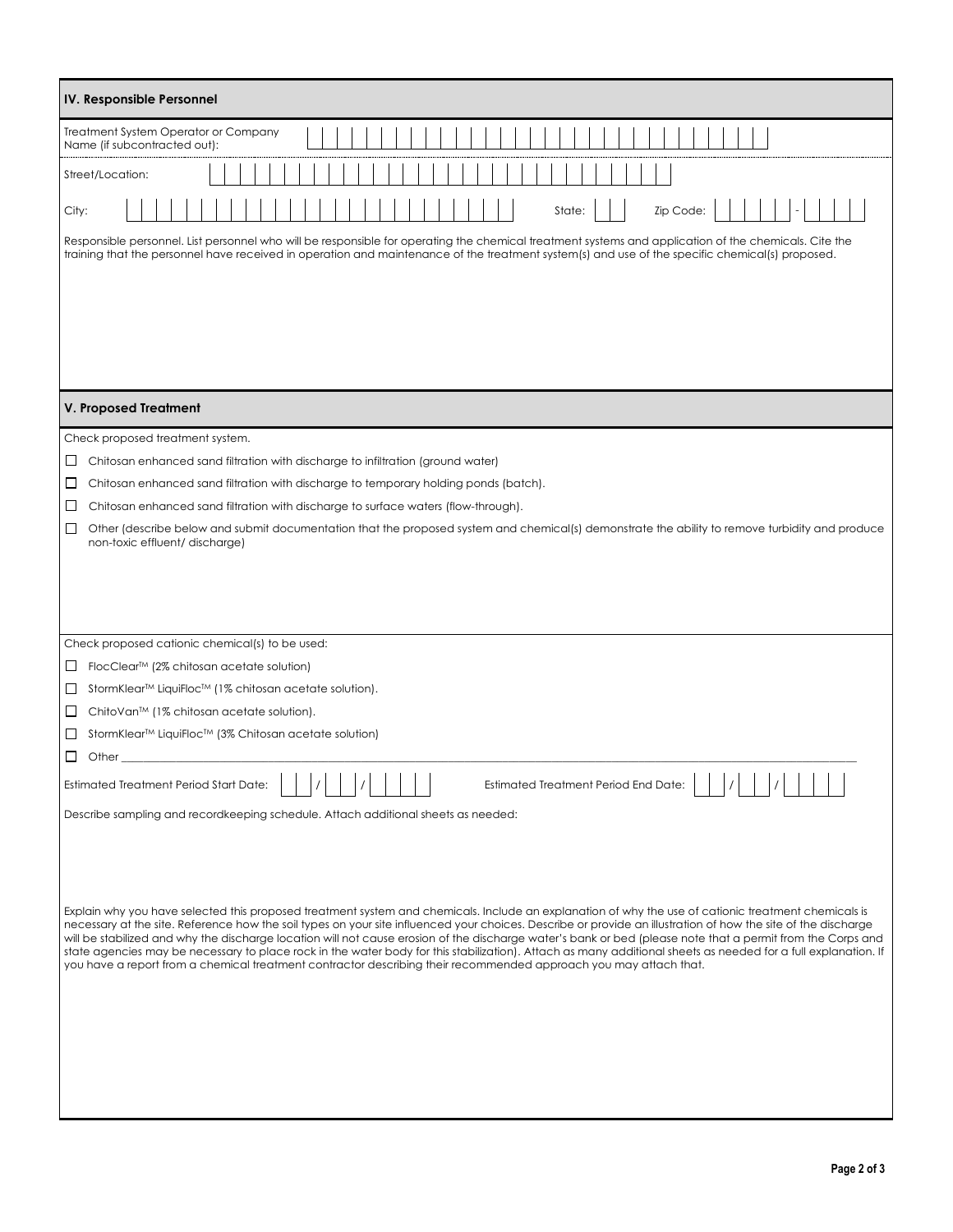## IV. Responsible Personnel

Treatment System Operator or Company Name (if subcontracted out):

Street/Location:

City: State: Zip Code: -

Responsible personnel. List personnel who will be responsible for operating the chemical treatment systems and application of the chemicals. Cite the training that the personnel have received in operation and maintenance of the treatment system(s) and use of the specific chemical(s) proposed.

## V. Proposed Treatment

Check proposed treatment system.

- ☐ Chitosan enhanced sand filtration with discharge to infiltration (ground water)
- ☐ Chitosan enhanced sand filtration with discharge to temporary holding ponds (batch).
- ☐ Chitosan enhanced sand filtration with discharge to surface waters (flow-through).
- ☐ Other (describe below and submit documentation that the proposed system and chemical(s) demonstrate the ability to remove turbidity and produce non-toxic effluent/ discharge)

Check proposed cationic chemical(s) to be used:

- ☐ FlocClear™ (2% chitosan acetate solution)
- ☐ StormKlear™ LiquiFloc™ (1% chitosan acetate solution).
- ☐ ChitoVan™ (1% chitosan acetate solution).
- ☐ StormKlear™ LiquiFloc™ (3% Chitosan acetate solution)
- ☐ Other ______________________________

Estimated Treatment Period Start Date: __ / __ / ____ Estimated Treatment Period End Date: __ / __ / ____

Describe sampling and recordkeeping schedule. Attach additional sheets as needed:

Explain why you have selected this proposed treatment system and chemicals. Include an explanation of why the use of cationic treatment chemicals is necessary at the site. Reference how the soil types on your site influenced your choices. Describe or provide an illustration of how the site of the discharge will be stabilized and why the discharge location will not cause erosion of the discharge water's bank or bed (please note that a permit from the Corps and state agencies may be necessary to place rock in the water body for this stabilization). Attach as many additional sheets as needed for a full explanation. If you have a report from a chemical treatment contractor describing their recommended approach you may attach that.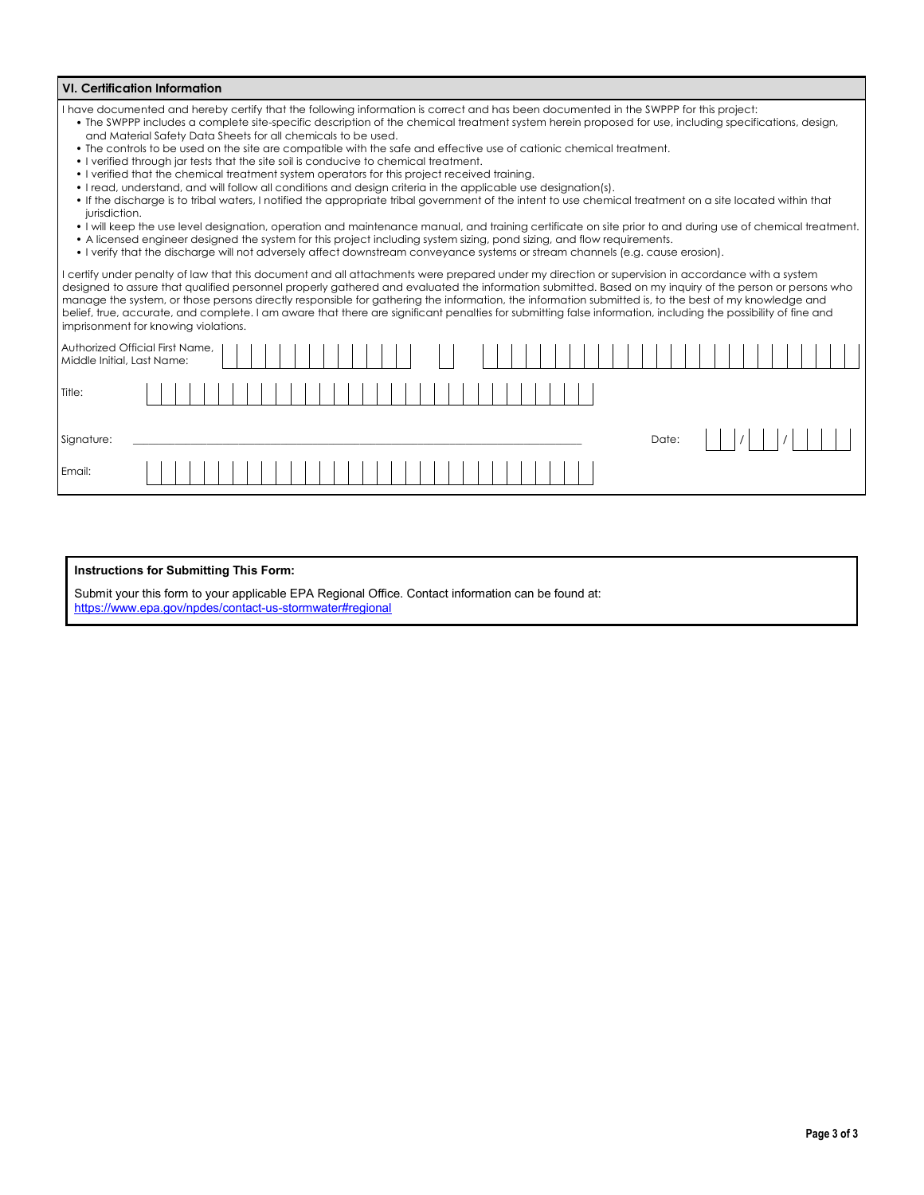## VI. Certification Information

I have documented and hereby certify that the following information is correct and has been documented in the SWPPP for this project:

- The SWPPP includes a complete site-specific description of the chemical treatment system herein proposed for use, including specifications, design, and Material Safety Data Sheets for all chemicals to be used.
- The controls to be used on the site are compatible with the safe and effective use of cationic chemical treatment.
- I verified through jar tests that the site soil is conducive to chemical treatment.
- I verified that the chemical treatment system operators for this project received training.
- I read, understand, and will follow all conditions and design criteria in the applicable use designation(s).
- If the discharge is to tribal waters, I notified the appropriate tribal government of the intent to use chemical treatment on a site located within that jurisdiction.
- I will keep the use level designation, operation and maintenance manual, and training certificate on site prior to and during use of chemical treatment.
- A licensed engineer designed the system for this project including system sizing, pond sizing, and flow requirements.
- I verify that the discharge will not adversely affect downstream conveyance systems or stream channels (e.g. cause erosion).

I certify under penalty of law that this document and all attachments were prepared under my direction or supervision in accordance with a system designed to assure that qualified personnel properly gathered and evaluated the information submitted. Based on my inquiry of the person or persons who manage the system, or those persons directly responsible for gathering the information, the information submitted is, to the best of my knowledge and belief, true, accurate, and complete. I am aware that there are significant penalties for submitting false information, including the possibility of fine and imprisonment for knowing violations.

Authorized Official First Name, Middle Initial, Last Name: ____________________

Title: ____________________

Signature: ____________________ Date: ___/___/_____

Email: ____________________

**Instructions for Submitting This Form:**

Submit your this form to your applicable EPA Regional Office. Contact information can be found at: https://www.epa.gov/npdes/contact-us-stormwater#regional